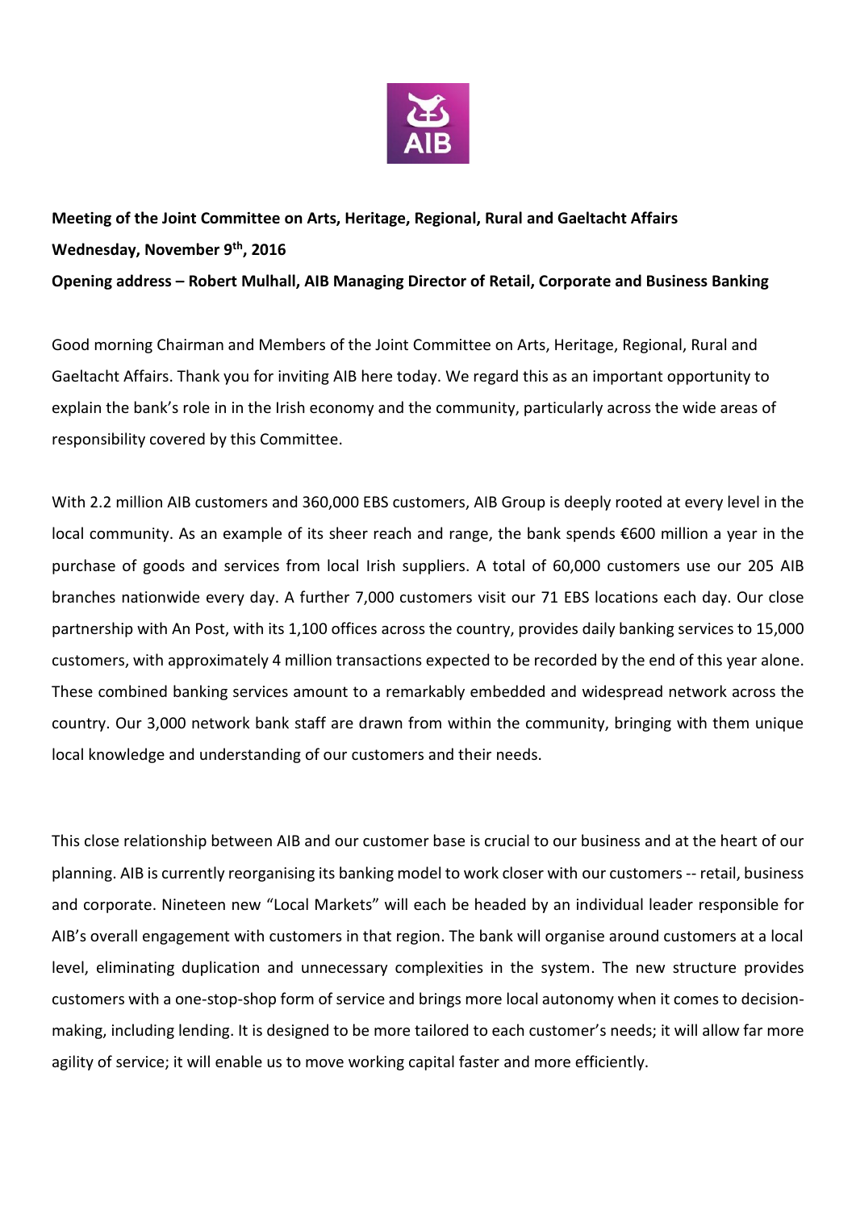**Meeting of the Joint Committee on Arts, Heritage, Regional, Rural and Gaeltacht Affairs**

**Wednesday, November 9th, 2016**

**Opening address – Robert Mulhall, AIB Managing Director of Retail, Corporate and Business Banking**

Good morning Chairman and Members of the Joint Committee on Arts, Heritage, Regional, Rural and Gaeltacht Affairs. Thank you for inviting AIB here today. We regard this as an important opportunity to explain the bank's role in in the Irish economy and the community, particularly across the wide areas of responsibility covered by this Committee.

With 2.2 million AIB customers and 360,000 EBS customers, AIB Group is deeply rooted at every level in the local community. As an example of its sheer reach and range, the bank spends €600 million a year in the purchase of goods and services from local Irish suppliers. A total of 60,000 customers use our 205 AIB branches nationwide every day. A further 7,000 customers visit our 71 EBS locations each day. Our close partnership with An Post, with its 1,100 offices across the country, provides daily banking services to 15,000 customers, with approximately 4 million transactions expected to be recorded by the end of this year alone. These combined banking services amount to a remarkably embedded and widespread network across the country. Our 3,000 network bank staff are drawn from within the community, bringing with them unique local knowledge and understanding of our customers and their needs.

This close relationship between AIB and our customer base is crucial to our business and at the heart of our planning. AIB is currently reorganising its banking model to work closer with our customers -- retail, business and corporate. Nineteen new "Local Markets" will each be headed by an individual leader responsible for AIB's overall engagement with customers in that region. The bank will organise around customers at a local level, eliminating duplication and unnecessary complexities in the system. The new structure provides customers with a one-stop-shop form of service and brings more local autonomy when it comes to decision-making, including lending. It is designed to be more tailored to each customer's needs; it will allow far more agility of service; it will enable us to move working capital faster and more efficiently.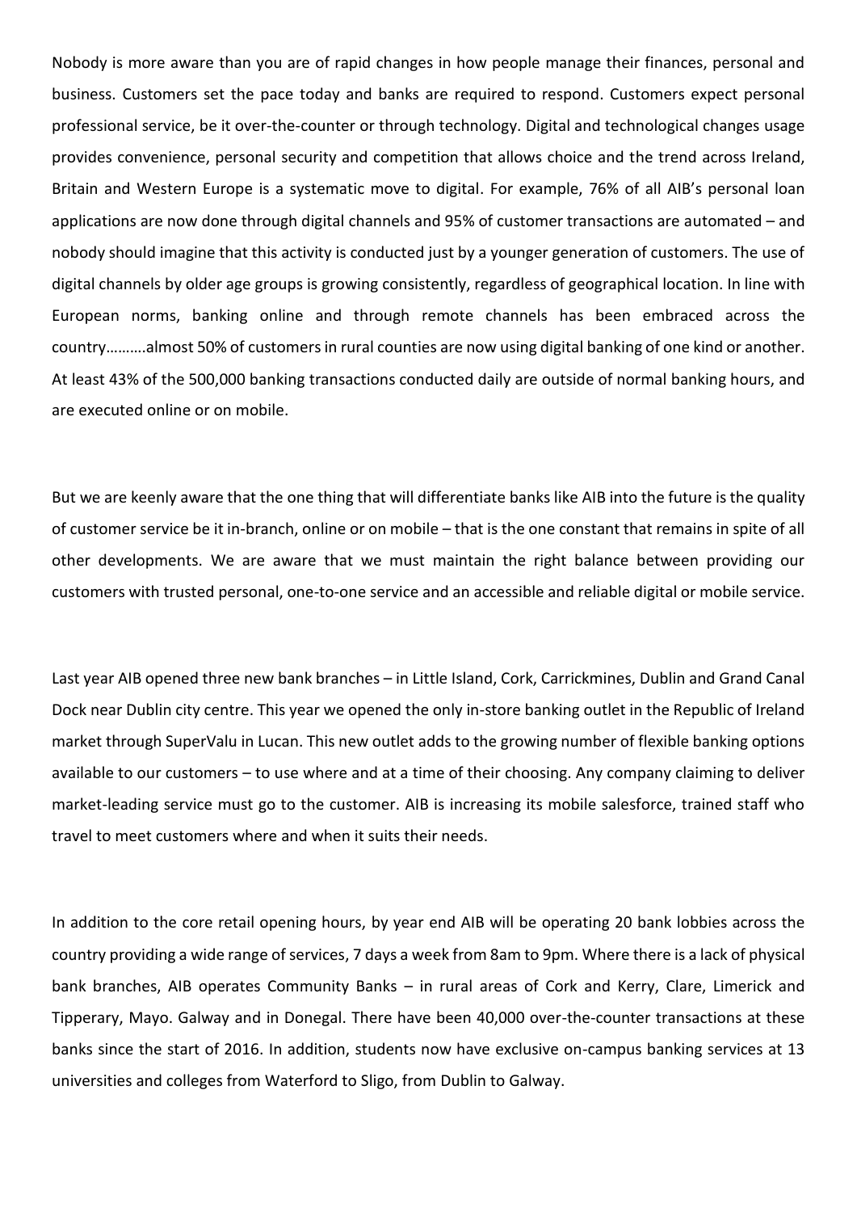Nobody is more aware than you are of rapid changes in how people manage their finances, personal and business. Customers set the pace today and banks are required to respond. Customers expect personal professional service, be it over-the-counter or through technology. Digital and technological changes usage provides convenience, personal security and competition that allows choice and the trend across Ireland, Britain and Western Europe is a systematic move to digital. For example, 76% of all AIB's personal loan applications are now done through digital channels and 95% of customer transactions are automated – and nobody should imagine that this activity is conducted just by a younger generation of customers. The use of digital channels by older age groups is growing consistently, regardless of geographical location. In line with European norms, banking online and through remote channels has been embraced across the country……….almost 50% of customers in rural counties are now using digital banking of one kind or another. At least 43% of the 500,000 banking transactions conducted daily are outside of normal banking hours, and are executed online or on mobile.

But we are keenly aware that the one thing that will differentiate banks like AIB into the future is the quality of customer service be it in-branch, online or on mobile – that is the one constant that remains in spite of all other developments. We are aware that we must maintain the right balance between providing our customers with trusted personal, one-to-one service and an accessible and reliable digital or mobile service.

Last year AIB opened three new bank branches – in Little Island, Cork, Carrickmines, Dublin and Grand Canal Dock near Dublin city centre. This year we opened the only in-store banking outlet in the Republic of Ireland market through SuperValu in Lucan. This new outlet adds to the growing number of flexible banking options available to our customers – to use where and at a time of their choosing. Any company claiming to deliver market-leading service must go to the customer. AIB is increasing its mobile salesforce, trained staff who travel to meet customers where and when it suits their needs.

In addition to the core retail opening hours, by year end AIB will be operating 20 bank lobbies across the country providing a wide range of services, 7 days a week from 8am to 9pm. Where there is a lack of physical bank branches, AIB operates Community Banks – in rural areas of Cork and Kerry, Clare, Limerick and Tipperary, Mayo. Galway and in Donegal. There have been 40,000 over-the-counter transactions at these banks since the start of 2016. In addition, students now have exclusive on-campus banking services at 13 universities and colleges from Waterford to Sligo, from Dublin to Galway.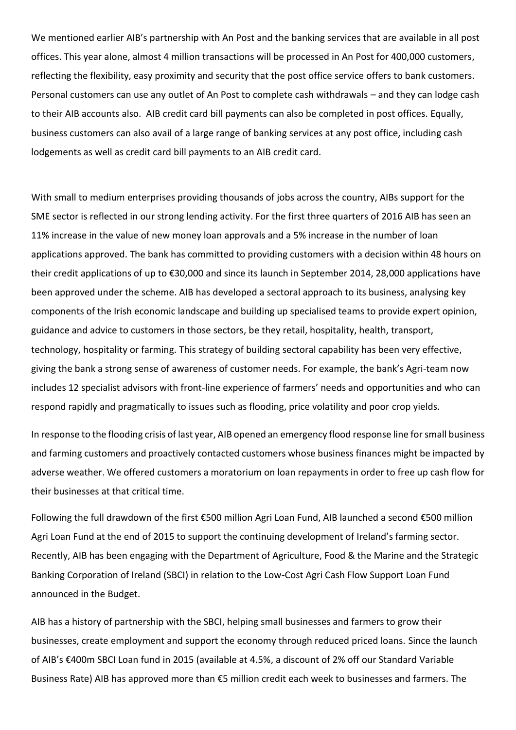We mentioned earlier AIB's partnership with An Post and the banking services that are available in all post offices. This year alone, almost 4 million transactions will be processed in An Post for 400,000 customers, reflecting the flexibility, easy proximity and security that the post office service offers to bank customers. Personal customers can use any outlet of An Post to complete cash withdrawals – and they can lodge cash to their AIB accounts also. AIB credit card bill payments can also be completed in post offices. Equally, business customers can also avail of a large range of banking services at any post office, including cash lodgements as well as credit card bill payments to an AIB credit card.

With small to medium enterprises providing thousands of jobs across the country, AIBs support for the SME sector is reflected in our strong lending activity. For the first three quarters of 2016 AIB has seen an 11% increase in the value of new money loan approvals and a 5% increase in the number of loan applications approved. The bank has committed to providing customers with a decision within 48 hours on their credit applications of up to €30,000 and since its launch in September 2014, 28,000 applications have been approved under the scheme. AIB has developed a sectoral approach to its business, analysing key components of the Irish economic landscape and building up specialised teams to provide expert opinion, guidance and advice to customers in those sectors, be they retail, hospitality, health, transport, technology, hospitality or farming. This strategy of building sectoral capability has been very effective, giving the bank a strong sense of awareness of customer needs. For example, the bank's Agri-team now includes 12 specialist advisors with front-line experience of farmers' needs and opportunities and who can respond rapidly and pragmatically to issues such as flooding, price volatility and poor crop yields.

In response to the flooding crisis of last year, AIB opened an emergency flood response line for small business and farming customers and proactively contacted customers whose business finances might be impacted by adverse weather. We offered customers a moratorium on loan repayments in order to free up cash flow for their businesses at that critical time.

Following the full drawdown of the first €500 million Agri Loan Fund, AIB launched a second €500 million Agri Loan Fund at the end of 2015 to support the continuing development of Ireland's farming sector. Recently, AIB has been engaging with the Department of Agriculture, Food & the Marine and the Strategic Banking Corporation of Ireland (SBCI) in relation to the Low-Cost Agri Cash Flow Support Loan Fund announced in the Budget.

AIB has a history of partnership with the SBCI, helping small businesses and farmers to grow their businesses, create employment and support the economy through reduced priced loans. Since the launch of AIB's €400m SBCI Loan fund in 2015 (available at 4.5%, a discount of 2% off our Standard Variable Business Rate) AIB has approved more than €5 million credit each week to businesses and farmers. The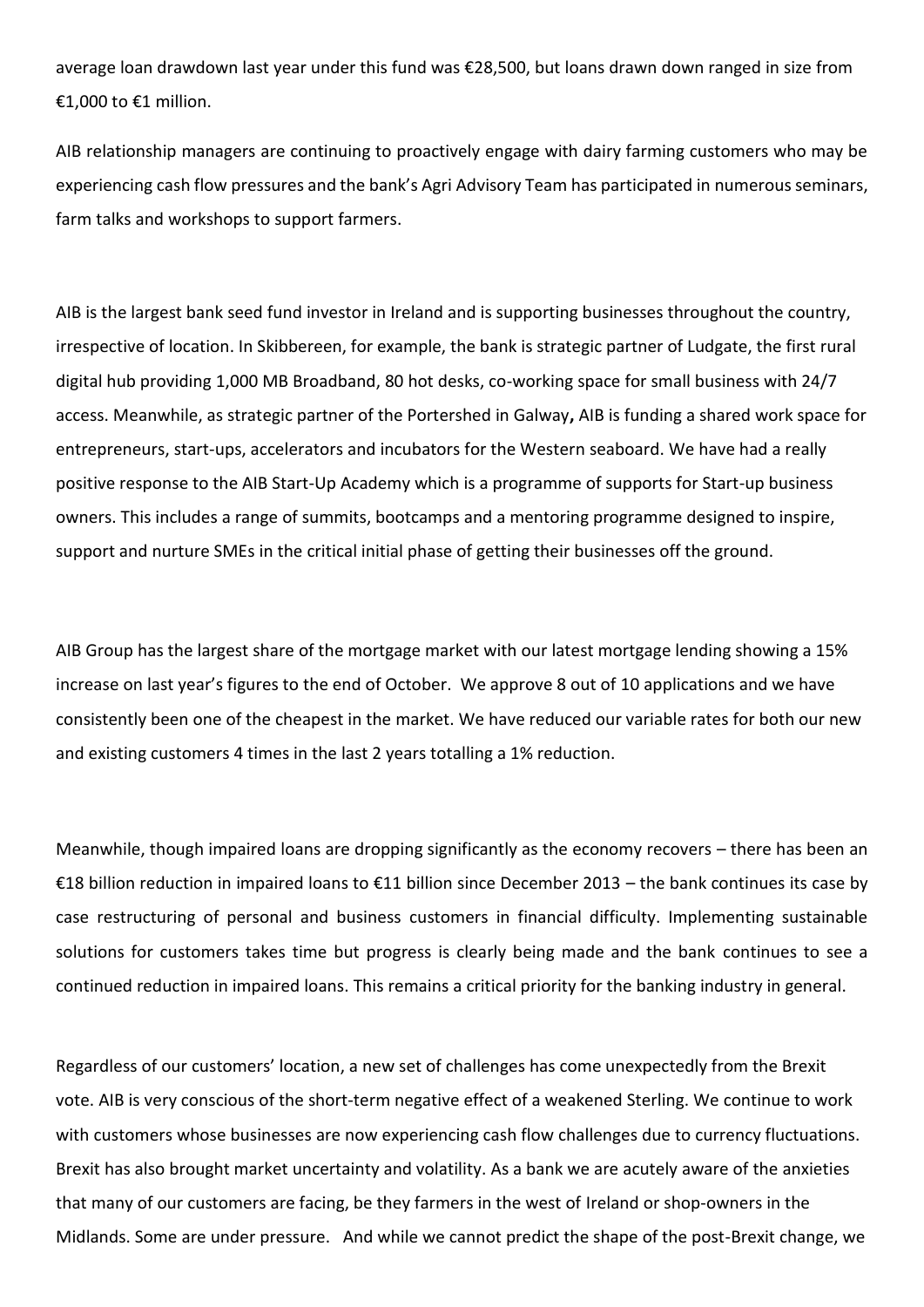average loan drawdown last year under this fund was €28,500, but loans drawn down ranged in size from €1,000 to €1 million.

AIB relationship managers are continuing to proactively engage with dairy farming customers who may be experiencing cash flow pressures and the bank's Agri Advisory Team has participated in numerous seminars, farm talks and workshops to support farmers.

AIB is the largest bank seed fund investor in Ireland and is supporting businesses throughout the country, irrespective of location. In Skibbereen, for example, the bank is strategic partner of Ludgate, the first rural digital hub providing 1,000 MB Broadband, 80 hot desks, co-working space for small business with 24/7 access. Meanwhile, as strategic partner of the Portershed in Galway**,** AIB is funding a shared work space for entrepreneurs, start-ups, accelerators and incubators for the Western seaboard. We have had a really positive response to the AIB Start-Up Academy which is a programme of supports for Start-up business owners. This includes a range of summits, bootcamps and a mentoring programme designed to inspire, support and nurture SMEs in the critical initial phase of getting their businesses off the ground.

AIB Group has the largest share of the mortgage market with our latest mortgage lending showing a 15% increase on last year's figures to the end of October. We approve 8 out of 10 applications and we have consistently been one of the cheapest in the market. We have reduced our variable rates for both our new and existing customers 4 times in the last 2 years totalling a 1% reduction.

Meanwhile, though impaired loans are dropping significantly as the economy recovers – there has been an €18 billion reduction in impaired loans to €11 billion since December 2013 – the bank continues its case by case restructuring of personal and business customers in financial difficulty. Implementing sustainable solutions for customers takes time but progress is clearly being made and the bank continues to see a continued reduction in impaired loans. This remains a critical priority for the banking industry in general.

Regardless of our customers' location, a new set of challenges has come unexpectedly from the Brexit vote. AIB is very conscious of the short-term negative effect of a weakened Sterling. We continue to work with customers whose businesses are now experiencing cash flow challenges due to currency fluctuations. Brexit has also brought market uncertainty and volatility. As a bank we are acutely aware of the anxieties that many of our customers are facing, be they farmers in the west of Ireland or shop-owners in the Midlands. Some are under pressure. And while we cannot predict the shape of the post-Brexit change, we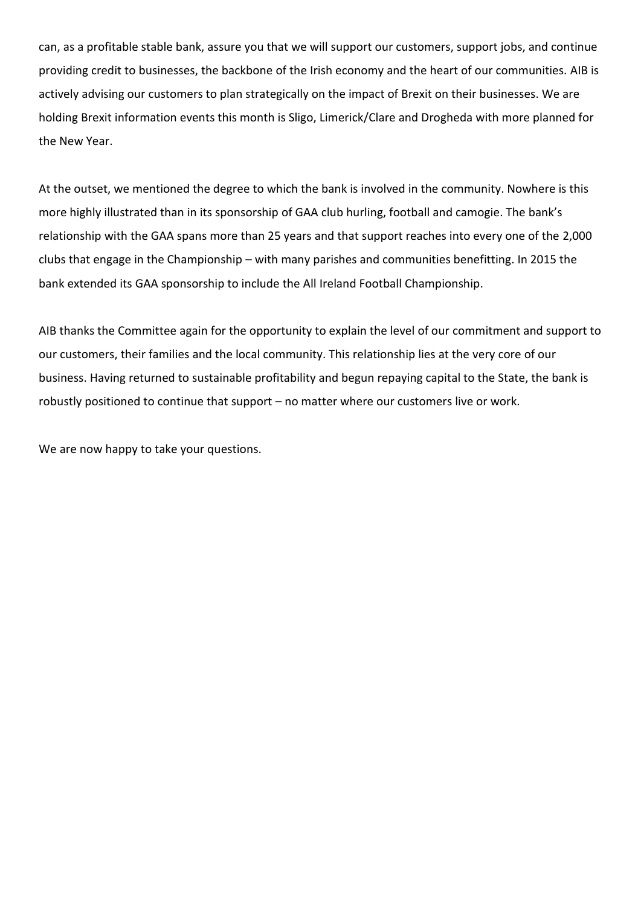can, as a profitable stable bank, assure you that we will support our customers, support jobs, and continue providing credit to businesses, the backbone of the Irish economy and the heart of our communities. AIB is actively advising our customers to plan strategically on the impact of Brexit on their businesses. We are holding Brexit information events this month is Sligo, Limerick/Clare and Drogheda with more planned for the New Year.

At the outset, we mentioned the degree to which the bank is involved in the community. Nowhere is this more highly illustrated than in its sponsorship of GAA club hurling, football and camogie. The bank's relationship with the GAA spans more than 25 years and that support reaches into every one of the 2,000 clubs that engage in the Championship – with many parishes and communities benefitting. In 2015 the bank extended its GAA sponsorship to include the All Ireland Football Championship.

AIB thanks the Committee again for the opportunity to explain the level of our commitment and support to our customers, their families and the local community. This relationship lies at the very core of our business. Having returned to sustainable profitability and begun repaying capital to the State, the bank is robustly positioned to continue that support – no matter where our customers live or work.

We are now happy to take your questions.